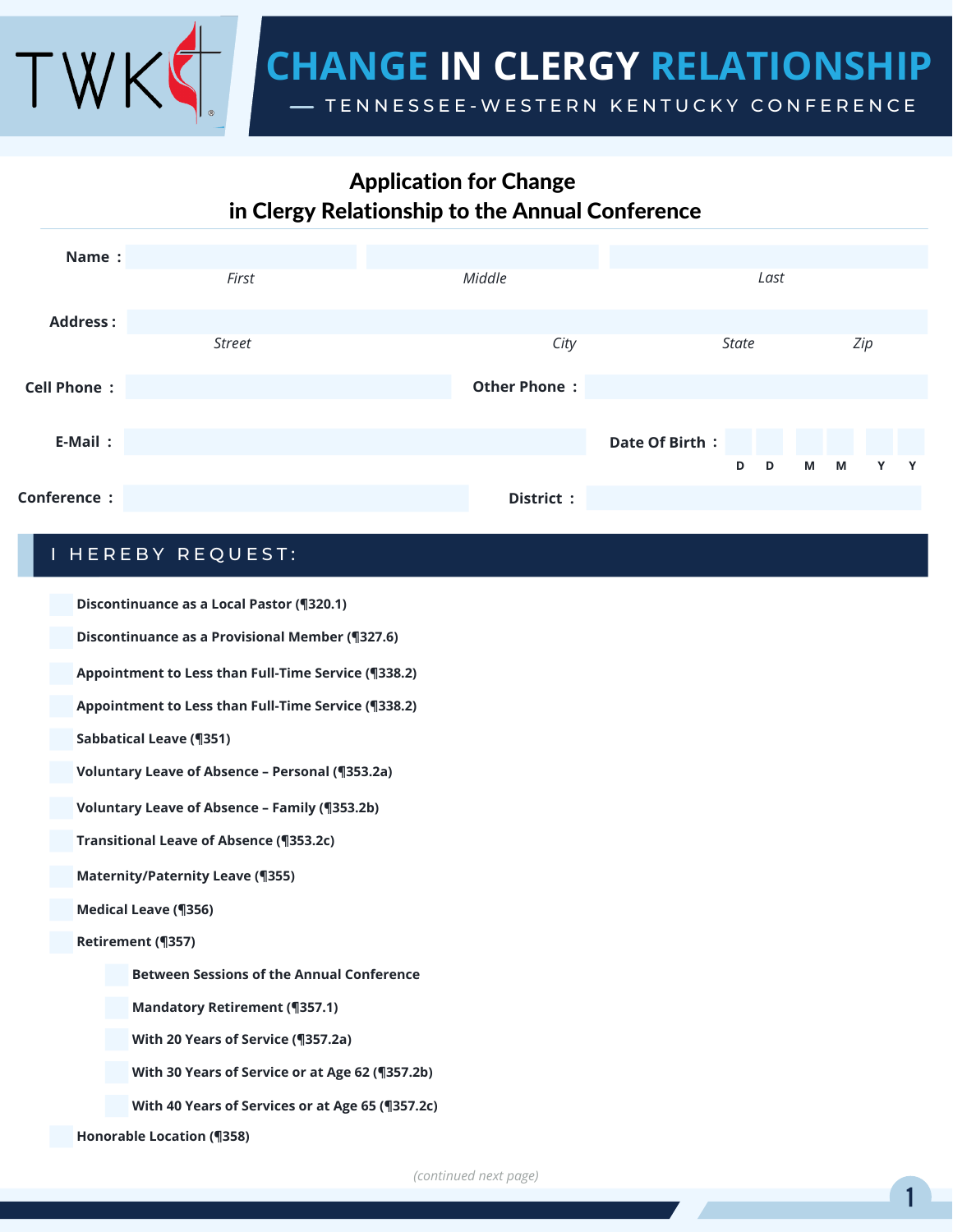# CHANGE IN CLERGY RELATIONSHIP

— TENNESSEE-WESTERN KENTUCKY CONFERENCE

## Application for Change in Clergy Relationship to the Annual Conference

**Name :** ____________ ____________ ____________
*First* *Middle* *Last*

**Address :** ____________________________________________
*Street* *City* *State* *Zip*

**Cell Phone :** ____________ **Other Phone :** ____________

**E-Mail :** ____________ **Date Of Birth :** D D M M Y Y

**Conference :** ____________ **District :** ____________

## I HEREBY REQUEST:

- ☐ **Discontinuance as a Local Pastor (¶320.1)**
- ☐ **Discontinuance as a Provisional Member (¶327.6)**
- ☐ **Appointment to Less than Full-Time Service (¶338.2)**
- ☐ **Appointment to Less than Full-Time Service (¶338.2)**
- ☐ **Sabbatical Leave (¶351)**
- ☐ **Voluntary Leave of Absence – Personal (¶353.2a)**
- ☐ **Voluntary Leave of Absence – Family (¶353.2b)**
- ☐ **Transitional Leave of Absence (¶353.2c)**
- ☐ **Maternity/Paternity Leave (¶355)**
- ☐ **Medical Leave (¶356)**
- ☐ **Retirement (¶357)**
  - ☐ **Between Sessions of the Annual Conference**
  - ☐ **Mandatory Retirement (¶357.1)**
  - ☐ **With 20 Years of Service (¶357.2a)**
  - ☐ **With 30 Years of Service or at Age 62 (¶357.2b)**
  - ☐ **With 40 Years of Services or at Age 65 (¶357.2c)**
- ☐ **Honorable Location (¶358)**

*(continued next page)*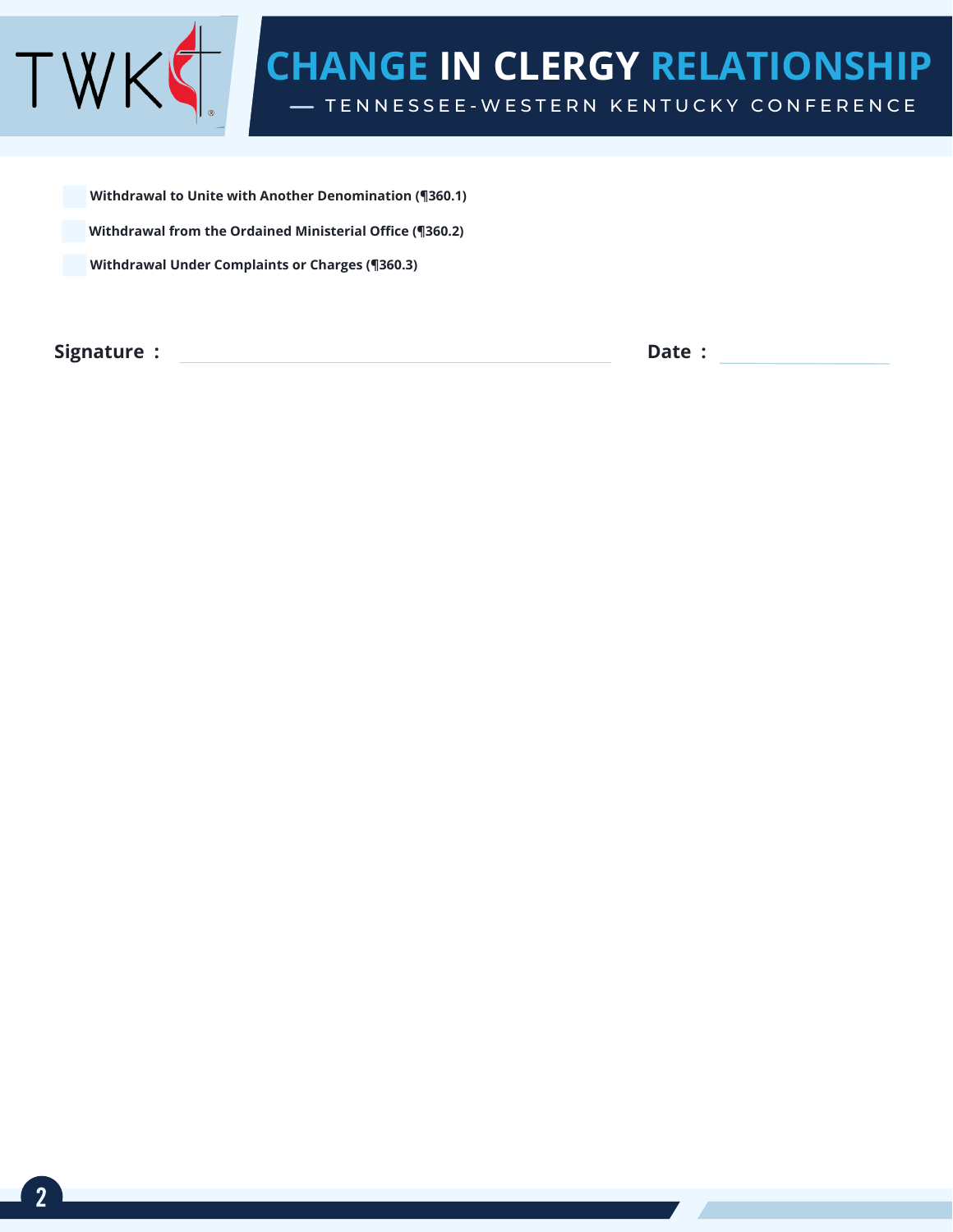# CHANGE IN CLERGY RELATIONSHIP

— TENNESSEE-WESTERN KENTUCKY CONFERENCE

- [ ] **Withdrawal to Unite with Another Denomination (¶360.1)**
- [ ] **Withdrawal from the Ordained Ministerial Office (¶360.2)**
- [ ] **Withdrawal Under Complaints or Charges (¶360.3)**

**Signature :** ______________________________ **Date :** ______________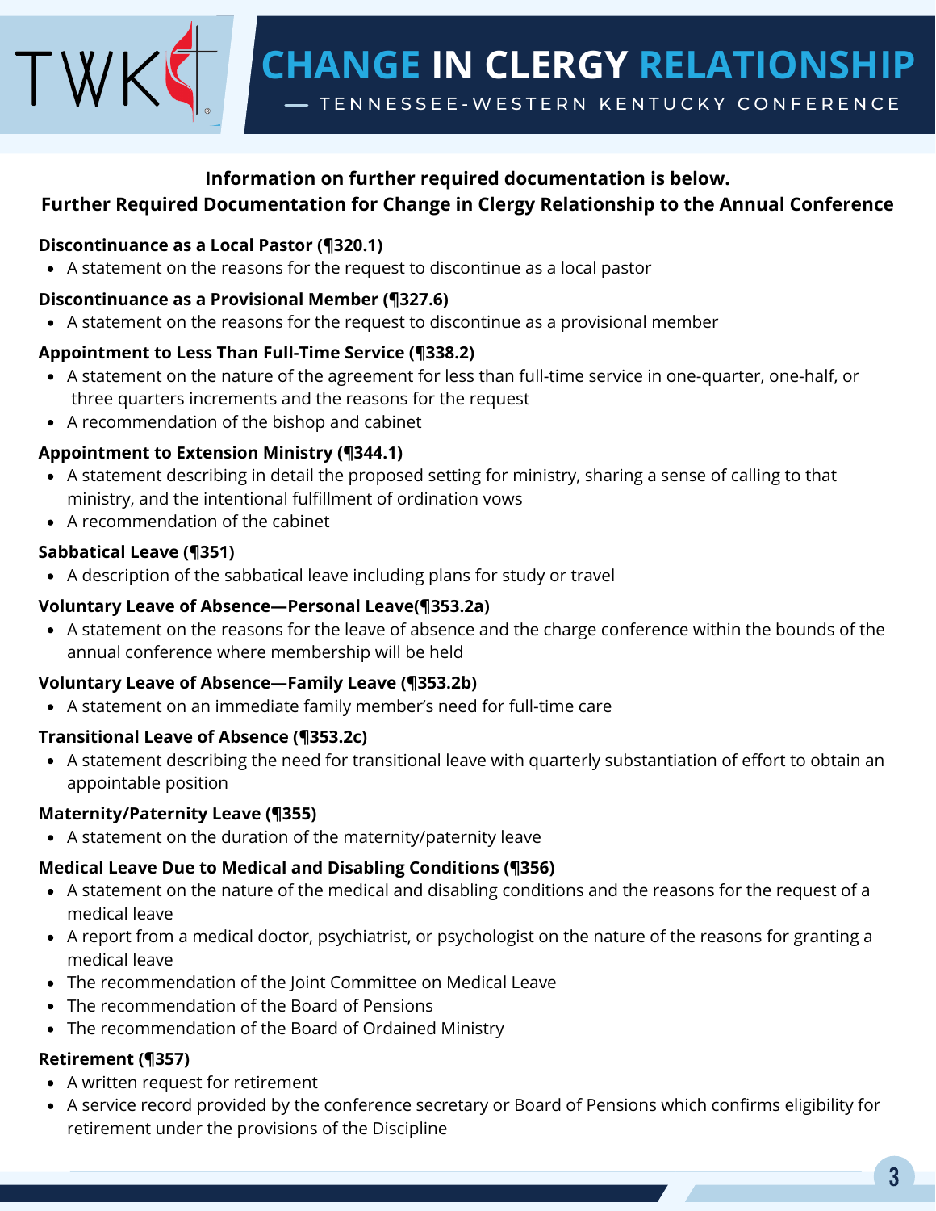# CHANGE IN CLERGY RELATIONSHIP

— TENNESSEE-WESTERN KENTUCKY CONFERENCE

**Information on further required documentation is below.**
**Further Required Documentation for Change in Clergy Relationship to the Annual Conference**

**Discontinuance as a Local Pastor (¶320.1)**

- A statement on the reasons for the request to discontinue as a local pastor

**Discontinuance as a Provisional Member (¶327.6)**

- A statement on the reasons for the request to discontinue as a provisional member

**Appointment to Less Than Full-Time Service (¶338.2)**

- A statement on the nature of the agreement for less than full-time service in one-quarter, one-half, or three quarters increments and the reasons for the request
- A recommendation of the bishop and cabinet

**Appointment to Extension Ministry (¶344.1)**

- A statement describing in detail the proposed setting for ministry, sharing a sense of calling to that ministry, and the intentional fulfillment of ordination vows
- A recommendation of the cabinet

**Sabbatical Leave (¶351)**

- A description of the sabbatical leave including plans for study or travel

**Voluntary Leave of Absence—Personal Leave(¶353.2a)**

- A statement on the reasons for the leave of absence and the charge conference within the bounds of the annual conference where membership will be held

**Voluntary Leave of Absence—Family Leave (¶353.2b)**

- A statement on an immediate family member's need for full-time care

**Transitional Leave of Absence (¶353.2c)**

- A statement describing the need for transitional leave with quarterly substantiation of effort to obtain an appointable position

**Maternity/Paternity Leave (¶355)**

- A statement on the duration of the maternity/paternity leave

**Medical Leave Due to Medical and Disabling Conditions (¶356)**

- A statement on the nature of the medical and disabling conditions and the reasons for the request of a medical leave
- A report from a medical doctor, psychiatrist, or psychologist on the nature of the reasons for granting a medical leave
- The recommendation of the Joint Committee on Medical Leave
- The recommendation of the Board of Pensions
- The recommendation of the Board of Ordained Ministry

**Retirement (¶357)**

- A written request for retirement
- A service record provided by the conference secretary or Board of Pensions which confirms eligibility for retirement under the provisions of the Discipline